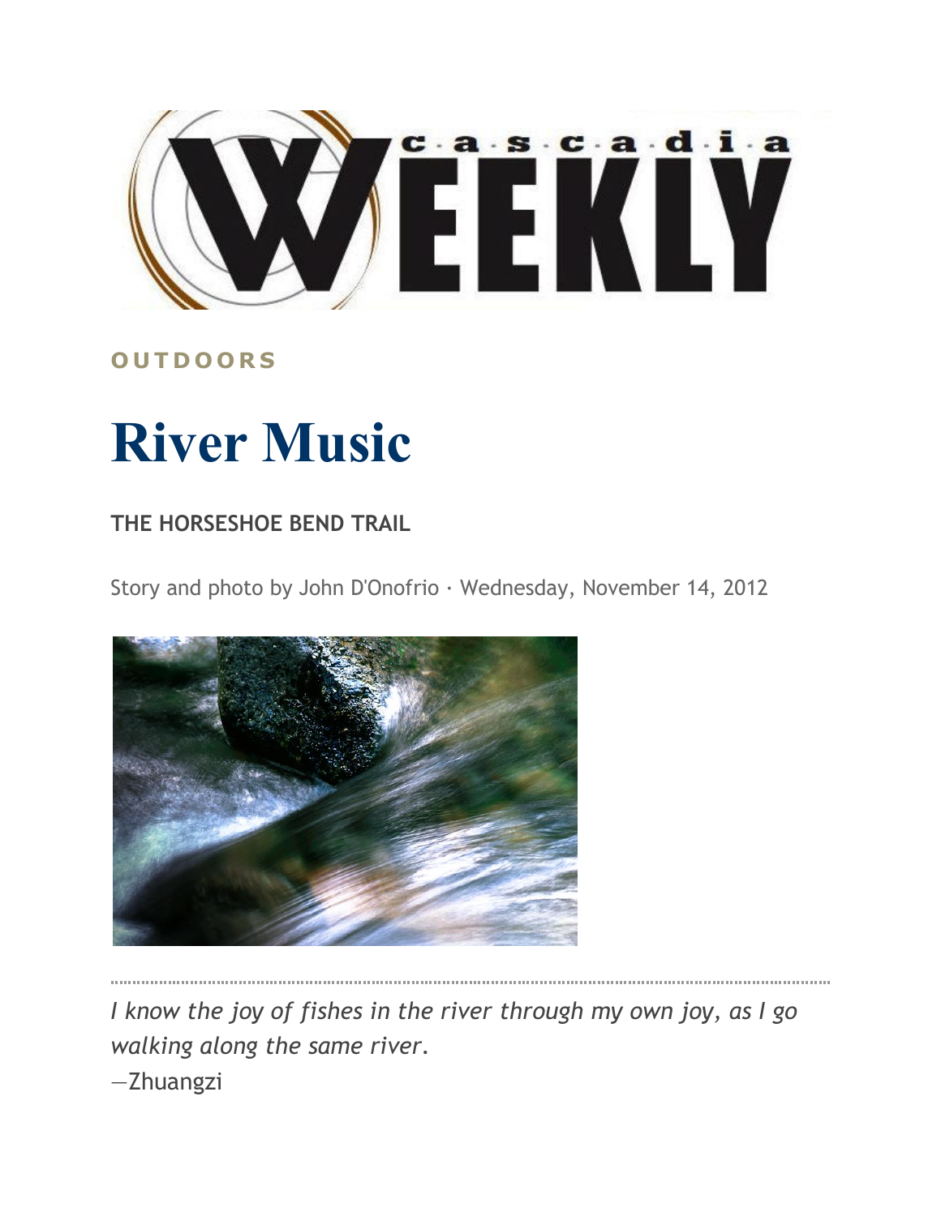# Cascadia Weekly

OUTDOORS

# River Music

## THE HORSESHOE BEND TRAIL

Story and photo by John D'Onofrio · Wednesday, November 14, 2012

*I know the joy of fishes in the river through my own joy, as I go walking along the same river.*
—Zhuangzi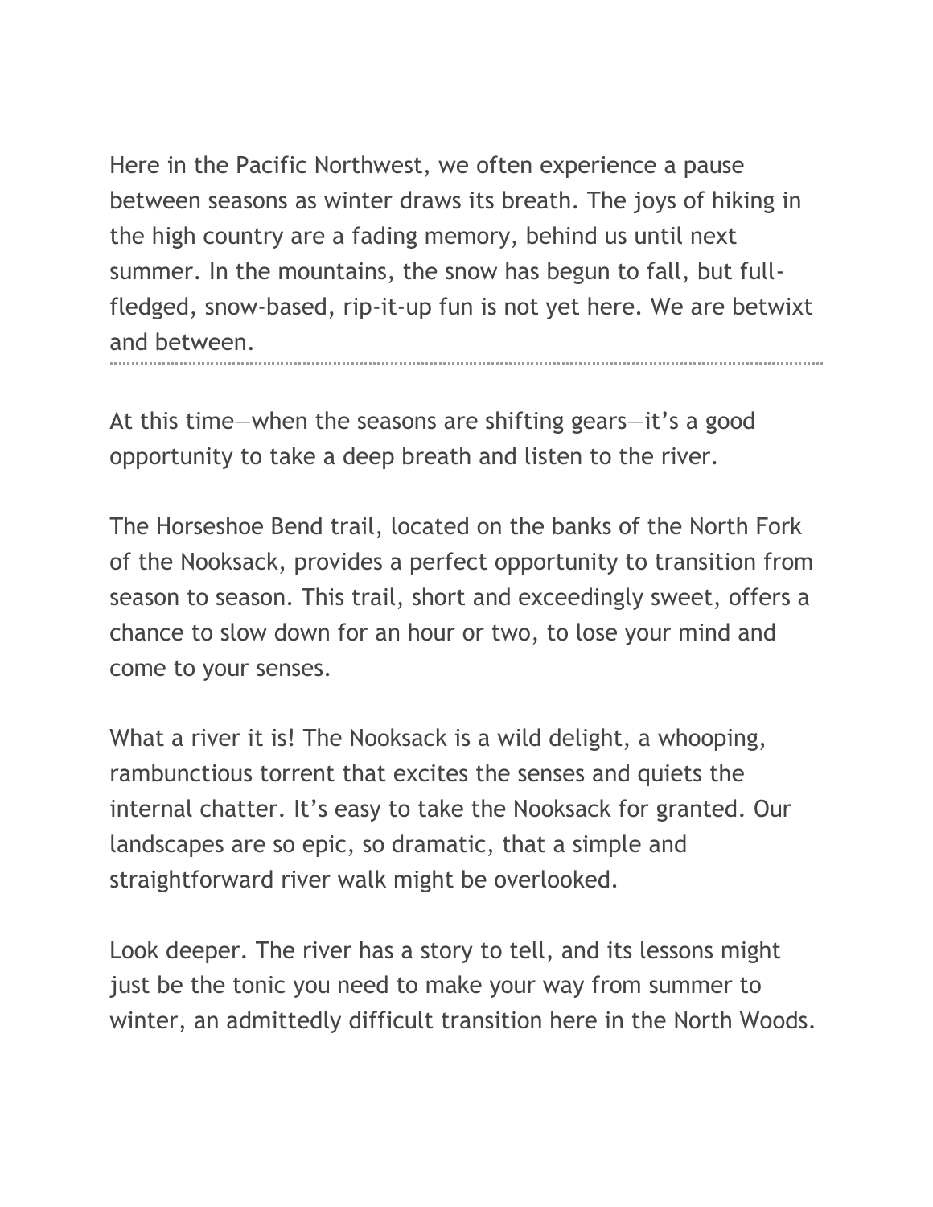Here in the Pacific Northwest, we often experience a pause between seasons as winter draws its breath. The joys of hiking in the high country are a fading memory, behind us until next summer. In the mountains, the snow has begun to fall, but full-fledged, snow-based, rip-it-up fun is not yet here. We are betwixt and between.

---

At this time—when the seasons are shifting gears—it's a good opportunity to take a deep breath and listen to the river.

The Horseshoe Bend trail, located on the banks of the North Fork of the Nooksack, provides a perfect opportunity to transition from season to season. This trail, short and exceedingly sweet, offers a chance to slow down for an hour or two, to lose your mind and come to your senses.

What a river it is! The Nooksack is a wild delight, a whooping, rambunctious torrent that excites the senses and quiets the internal chatter. It's easy to take the Nooksack for granted. Our landscapes are so epic, so dramatic, that a simple and straightforward river walk might be overlooked.

Look deeper. The river has a story to tell, and its lessons might just be the tonic you need to make your way from summer to winter, an admittedly difficult transition here in the North Woods.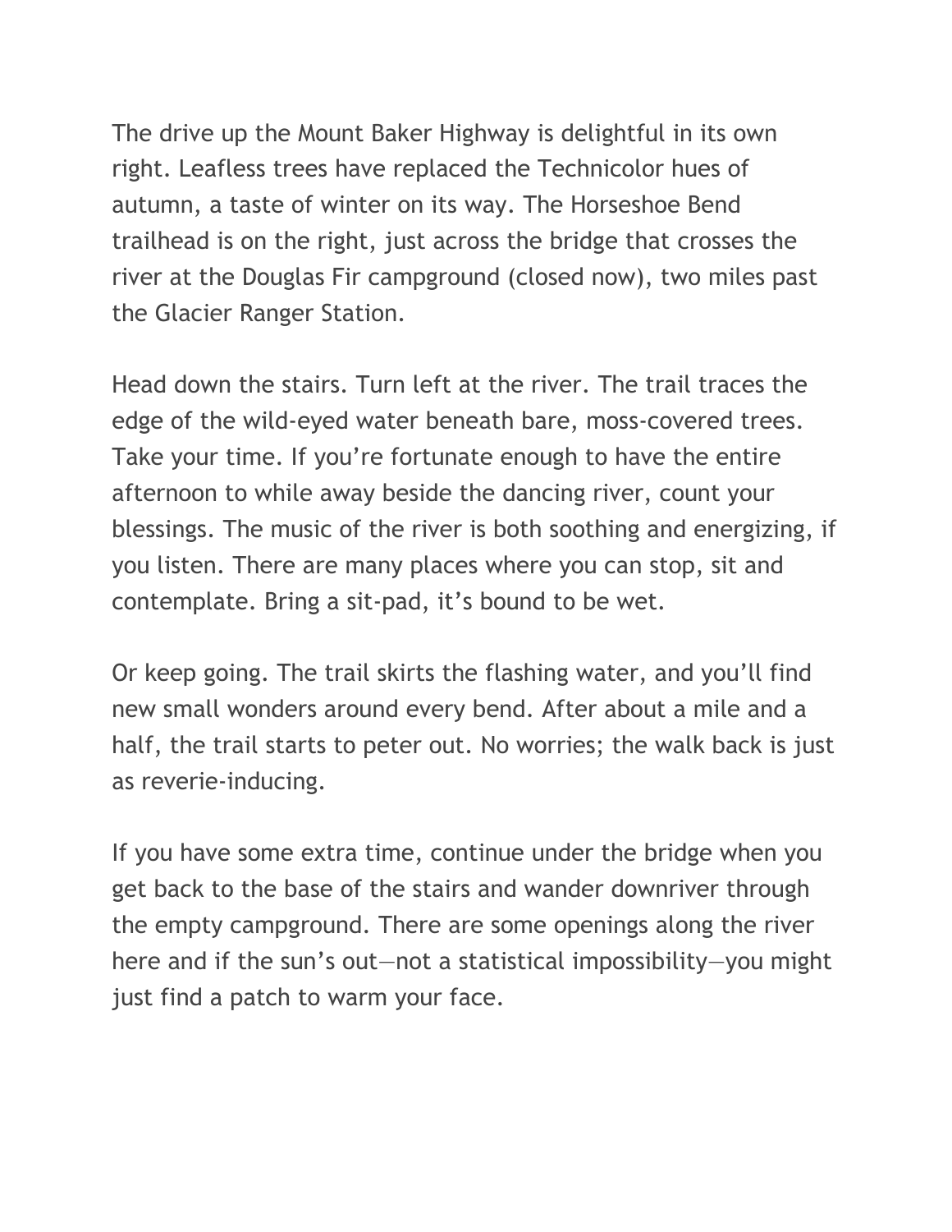The drive up the Mount Baker Highway is delightful in its own right. Leafless trees have replaced the Technicolor hues of autumn, a taste of winter on its way. The Horseshoe Bend trailhead is on the right, just across the bridge that crosses the river at the Douglas Fir campground (closed now), two miles past the Glacier Ranger Station.

Head down the stairs. Turn left at the river. The trail traces the edge of the wild-eyed water beneath bare, moss-covered trees. Take your time. If you're fortunate enough to have the entire afternoon to while away beside the dancing river, count your blessings. The music of the river is both soothing and energizing, if you listen. There are many places where you can stop, sit and contemplate. Bring a sit-pad, it's bound to be wet.

Or keep going. The trail skirts the flashing water, and you'll find new small wonders around every bend. After about a mile and a half, the trail starts to peter out. No worries; the walk back is just as reverie-inducing.

If you have some extra time, continue under the bridge when you get back to the base of the stairs and wander downriver through the empty campground. There are some openings along the river here and if the sun's out—not a statistical impossibility—you might just find a patch to warm your face.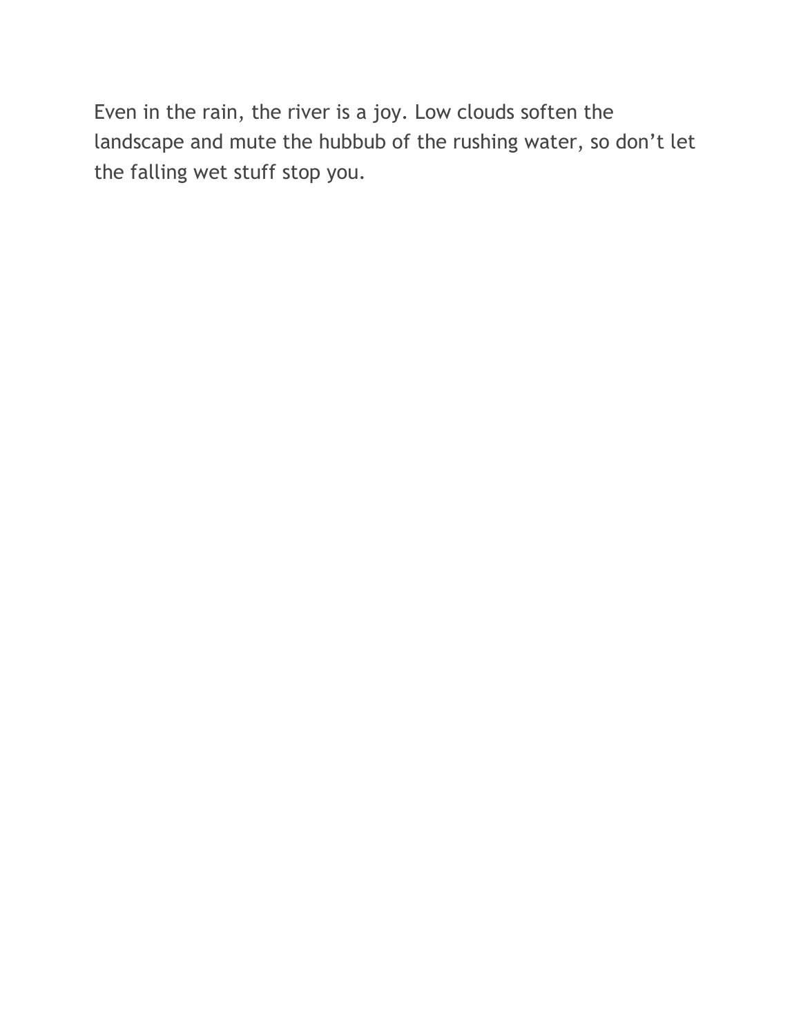Even in the rain, the river is a joy. Low clouds soften the landscape and mute the hubbub of the rushing water, so don’t let the falling wet stuff stop you.